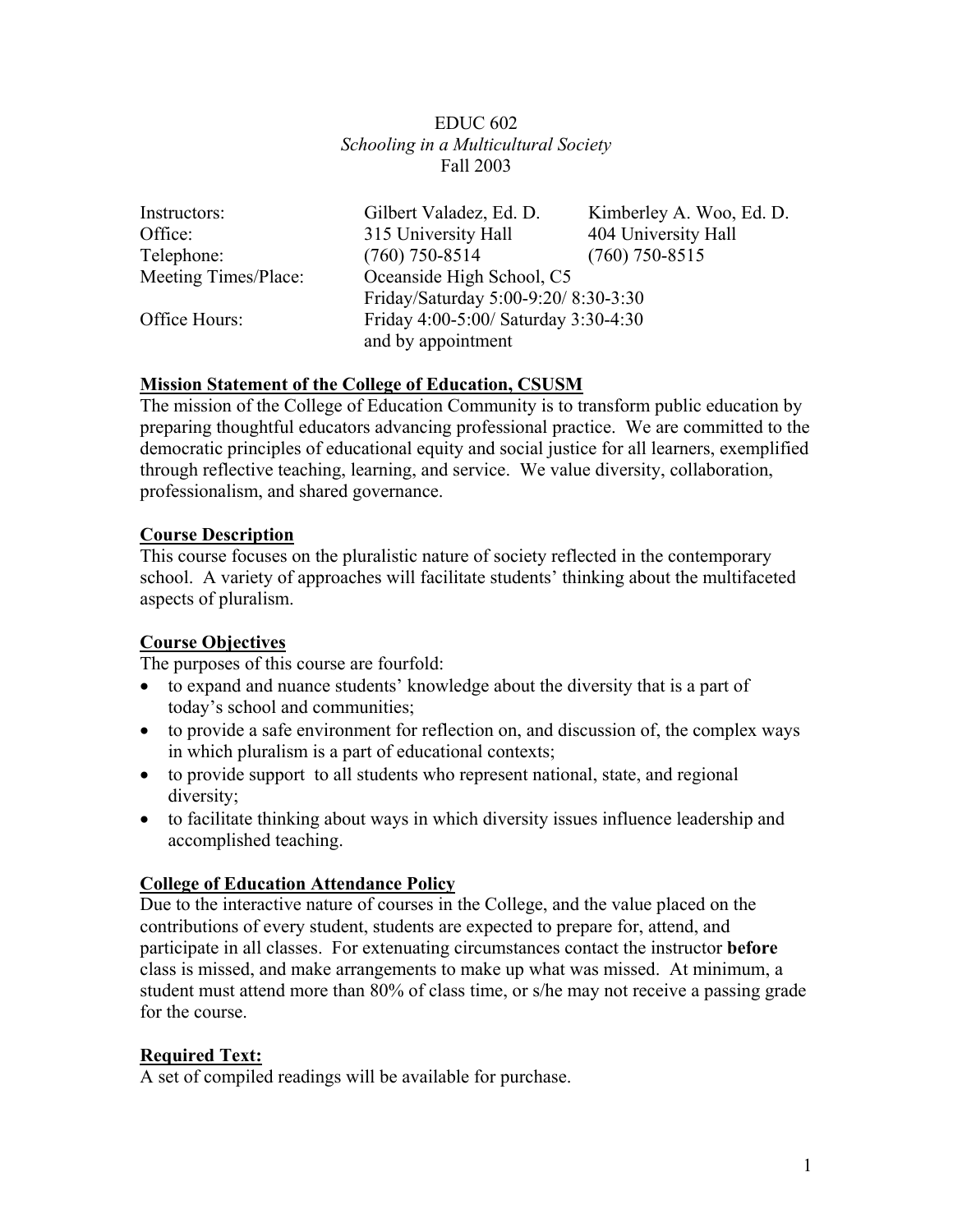EDUC 602
*Schooling in a Multicultural Society*
Fall 2003

| | | |
|---|---|---|
| Instructors: | Gilbert Valadez, Ed. D. | Kimberley A. Woo, Ed. D. |
| Office: | 315 University Hall | 404 University Hall |
| Telephone: | (760) 750-8514 | (760) 750-8515 |
| Meeting Times/Place: | Oceanside High School, C5<br>Friday/Saturday 5:00-9:20/ 8:30-3:30 | |
| Office Hours: | Friday 4:00-5:00/ Saturday 3:30-4:30<br>and by appointment | |

## Mission Statement of the College of Education, CSUSM

The mission of the College of Education Community is to transform public education by preparing thoughtful educators advancing professional practice. We are committed to the democratic principles of educational equity and social justice for all learners, exemplified through reflective teaching, learning, and service. We value diversity, collaboration, professionalism, and shared governance.

## Course Description

This course focuses on the pluralistic nature of society reflected in the contemporary school. A variety of approaches will facilitate students' thinking about the multifaceted aspects of pluralism.

## Course Objectives

The purposes of this course are fourfold:

- to expand and nuance students' knowledge about the diversity that is a part of today's school and communities;
- to provide a safe environment for reflection on, and discussion of, the complex ways in which pluralism is a part of educational contexts;
- to provide support to all students who represent national, state, and regional diversity;
- to facilitate thinking about ways in which diversity issues influence leadership and accomplished teaching.

## College of Education Attendance Policy

Due to the interactive nature of courses in the College, and the value placed on the contributions of every student, students are expected to prepare for, attend, and participate in all classes. For extenuating circumstances contact the instructor **before** class is missed, and make arrangements to make up what was missed. At minimum, a student must attend more than 80% of class time, or s/he may not receive a passing grade for the course.

## Required Text:

A set of compiled readings will be available for purchase.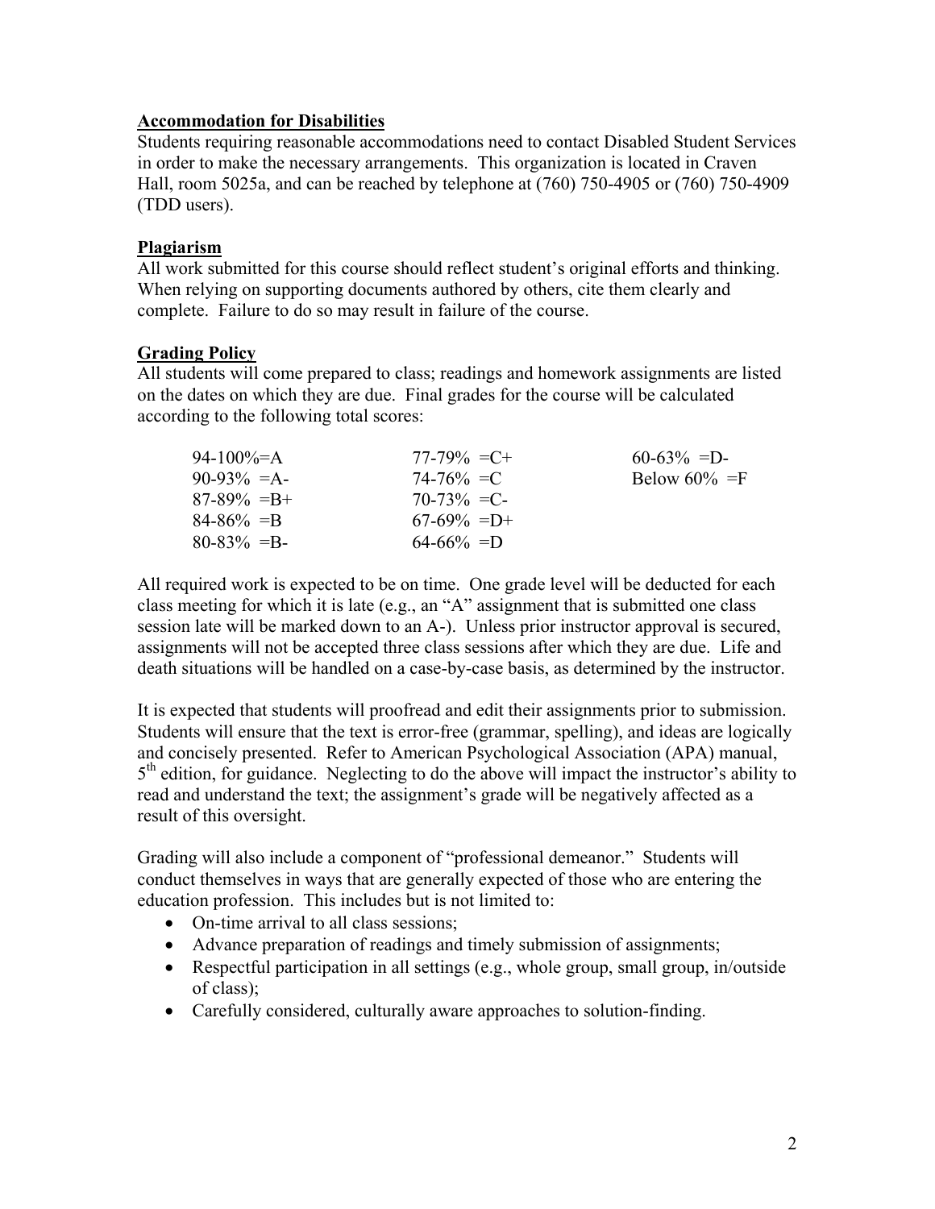**Accommodation for Disabilities**

Students requiring reasonable accommodations need to contact Disabled Student Services in order to make the necessary arrangements. This organization is located in Craven Hall, room 5025a, and can be reached by telephone at (760) 750-4905 or (760) 750-4909 (TDD users).

**Plagiarism**

All work submitted for this course should reflect student's original efforts and thinking. When relying on supporting documents authored by others, cite them clearly and complete. Failure to do so may result in failure of the course.

**Grading Policy**

All students will come prepared to class; readings and homework assignments are listed on the dates on which they are due. Final grades for the course will be calculated according to the following total scores:

| | | |
|---|---|---|
| 94-100%=A | 77-79% =C+ | 60-63% =D- |
| 90-93% =A- | 74-76% =C | Below 60% =F |
| 87-89% =B+ | 70-73% =C- | |
| 84-86% =B | 67-69% =D+ | |
| 80-83% =B- | 64-66% =D | |

All required work is expected to be on time. One grade level will be deducted for each class meeting for which it is late (e.g., an "A" assignment that is submitted one class session late will be marked down to an A-). Unless prior instructor approval is secured, assignments will not be accepted three class sessions after which they are due. Life and death situations will be handled on a case-by-case basis, as determined by the instructor.

It is expected that students will proofread and edit their assignments prior to submission. Students will ensure that the text is error-free (grammar, spelling), and ideas are logically and concisely presented. Refer to American Psychological Association (APA) manual, 5th edition, for guidance. Neglecting to do the above will impact the instructor's ability to read and understand the text; the assignment's grade will be negatively affected as a result of this oversight.

Grading will also include a component of "professional demeanor." Students will conduct themselves in ways that are generally expected of those who are entering the education profession. This includes but is not limited to:

- On-time arrival to all class sessions;
- Advance preparation of readings and timely submission of assignments;
- Respectful participation in all settings (e.g., whole group, small group, in/outside of class);
- Carefully considered, culturally aware approaches to solution-finding.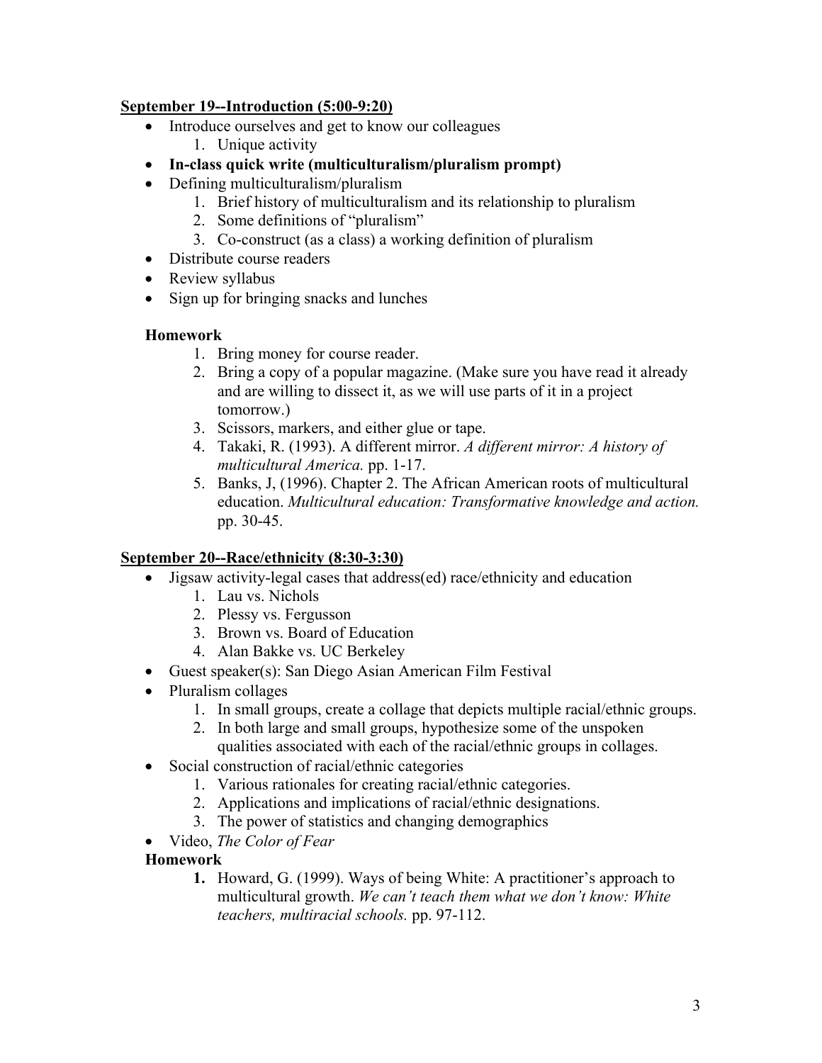**<u>September 19--Introduction (5:00-9:20)</u>**

- Introduce ourselves and get to know our colleagues
    1. Unique activity
- **In-class quick write (multiculturalism/pluralism prompt)**
- Defining multiculturalism/pluralism
    1. Brief history of multiculturalism and its relationship to pluralism
    2. Some definitions of "pluralism"
    3. Co-construct (as a class) a working definition of pluralism
- Distribute course readers
- Review syllabus
- Sign up for bringing snacks and lunches

**Homework**

1. Bring money for course reader.
2. Bring a copy of a popular magazine. (Make sure you have read it already and are willing to dissect it, as we will use parts of it in a project tomorrow.)
3. Scissors, markers, and either glue or tape.
4. Takaki, R. (1993). A different mirror. *A different mirror: A history of multicultural America.* pp. 1-17.
5. Banks, J, (1996). Chapter 2. The African American roots of multicultural education. *Multicultural education: Transformative knowledge and action.* pp. 30-45.

**<u>September 20--Race/ethnicity (8:30-3:30)</u>**

- Jigsaw activity-legal cases that address(ed) race/ethnicity and education
    1. Lau vs. Nichols
    2. Plessy vs. Fergusson
    3. Brown vs. Board of Education
    4. Alan Bakke vs. UC Berkeley
- Guest speaker(s): San Diego Asian American Film Festival
- Pluralism collages
    1. In small groups, create a collage that depicts multiple racial/ethnic groups.
    2. In both large and small groups, hypothesize some of the unspoken qualities associated with each of the racial/ethnic groups in collages.
- Social construction of racial/ethnic categories
    1. Various rationales for creating racial/ethnic categories.
    2. Applications and implications of racial/ethnic designations.
    3. The power of statistics and changing demographics
- Video, *The Color of Fear*

**Homework**

1. Howard, G. (1999). Ways of being White: A practitioner's approach to multicultural growth. *We can't teach them what we don't know: White teachers, multiracial schools.* pp. 97-112.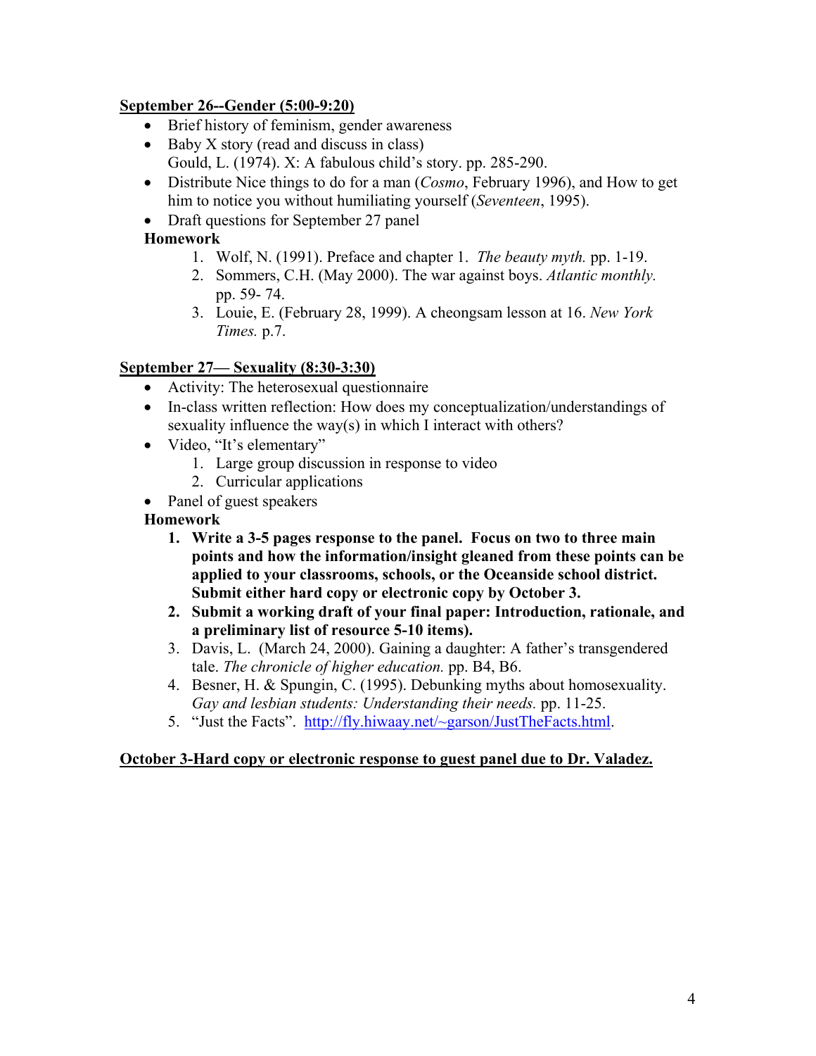**<u>September 26--Gender (5:00-9:20)</u>**

- Brief history of feminism, gender awareness
- Baby X story (read and discuss in class)
  Gould, L. (1974). X: A fabulous child's story. pp. 285-290.
- Distribute Nice things to do for a man (*Cosmo*, February 1996), and How to get him to notice you without humiliating yourself (*Seventeen*, 1995).
- Draft questions for September 27 panel

**Homework**

1. Wolf, N. (1991). Preface and chapter 1. *The beauty myth.* pp. 1-19.
2. Sommers, C.H. (May 2000). The war against boys. *Atlantic monthly.* pp. 59- 74.
3. Louie, E. (February 28, 1999). A cheongsam lesson at 16. *New York Times.* p.7.

**<u>September 27— Sexuality (8:30-3:30)</u>**

- Activity: The heterosexual questionnaire
- In-class written reflection: How does my conceptualization/understandings of sexuality influence the way(s) in which I interact with others?
- Video, "It's elementary"
  1. Large group discussion in response to video
  2. Curricular applications
- Panel of guest speakers

**Homework**

1. **Write a 3-5 pages response to the panel. Focus on two to three main points and how the information/insight gleaned from these points can be applied to your classrooms, schools, or the Oceanside school district. Submit either hard copy or electronic copy by October 3.**
2. **Submit a working draft of your final paper: Introduction, rationale, and a preliminary list of resource 5-10 items).**
3. Davis, L. (March 24, 2000). Gaining a daughter: A father's transgendered tale. *The chronicle of higher education.* pp. B4, B6.
4. Besner, H. & Spungin, C. (1995). Debunking myths about homosexuality. *Gay and lesbian students: Understanding their needs.* pp. 11-25.
5. "Just the Facts". http://fly.hiwaay.net/~garson/JustTheFacts.html.

**<u>October 3-Hard copy or electronic response to guest panel due to Dr. Valadez.</u>**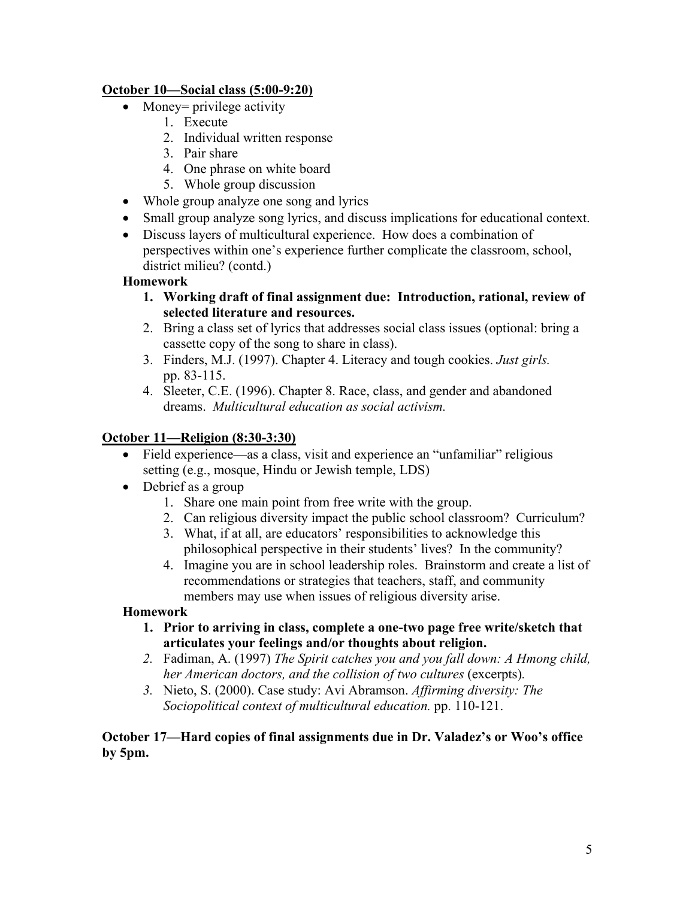**<u>October 10—Social class (5:00-9:20)</u>**

- Money= privilege activity
    1. Execute
    2. Individual written response
    3. Pair share
    4. One phrase on white board
    5. Whole group discussion
- Whole group analyze one song and lyrics
- Small group analyze song lyrics, and discuss implications for educational context.
- Discuss layers of multicultural experience. How does a combination of perspectives within one's experience further complicate the classroom, school, district milieu? (contd.)

**Homework**

1. **Working draft of final assignment due: Introduction, rational, review of selected literature and resources.**
2. Bring a class set of lyrics that addresses social class issues (optional: bring a cassette copy of the song to share in class).
3. Finders, M.J. (1997). Chapter 4. Literacy and tough cookies. *Just girls.* pp. 83-115.
4. Sleeter, C.E. (1996). Chapter 8. Race, class, and gender and abandoned dreams. *Multicultural education as social activism.*

**<u>October 11—Religion (8:30-3:30)</u>**

- Field experience—as a class, visit and experience an "unfamiliar" religious setting (e.g., mosque, Hindu or Jewish temple, LDS)
- Debrief as a group
    1. Share one main point from free write with the group.
    2. Can religious diversity impact the public school classroom? Curriculum?
    3. What, if at all, are educators' responsibilities to acknowledge this philosophical perspective in their students' lives? In the community?
    4. Imagine you are in school leadership roles. Brainstorm and create a list of recommendations or strategies that teachers, staff, and community members may use when issues of religious diversity arise.

**Homework**

1. **Prior to arriving in class, complete a one-two page free write/sketch that articulates your feelings and/or thoughts about religion.**
2. Fadiman, A. (1997) *The Spirit catches you and you fall down: A Hmong child, her American doctors, and the collision of two cultures* (excerpts).
3. Nieto, S. (2000). Case study: Avi Abramson. *Affirming diversity: The Sociopolitical context of multicultural education.* pp. 110-121.

**October 17—Hard copies of final assignments due in Dr. Valadez's or Woo's office by 5pm.**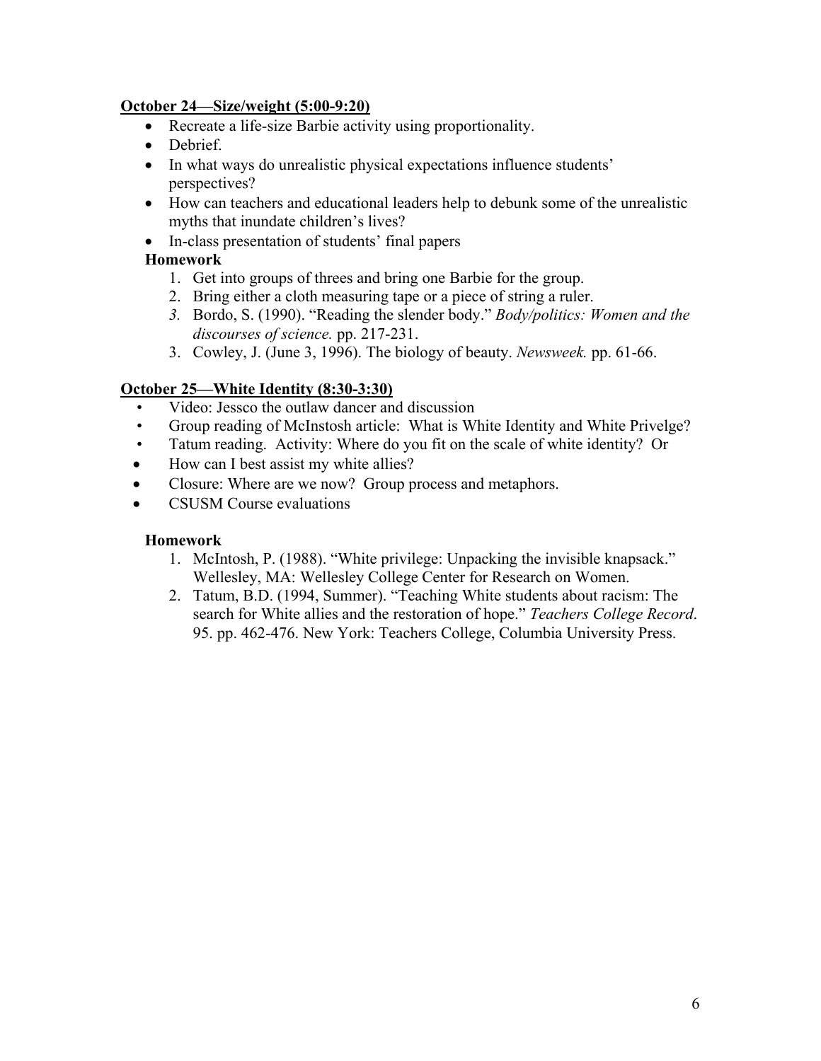**<u>October 24—Size/weight (5:00-9:20)</u>**

- Recreate a life-size Barbie activity using proportionality.
- Debrief.
- In what ways do unrealistic physical expectations influence students' perspectives?
- How can teachers and educational leaders help to debunk some of the unrealistic myths that inundate children's lives?
- In-class presentation of students' final papers

**Homework**

1. Get into groups of threes and bring one Barbie for the group.
2. Bring either a cloth measuring tape or a piece of string a ruler.
3. Bordo, S. (1990). "Reading the slender body." *Body/politics: Women and the discourses of science.* pp. 217-231.
3. Cowley, J. (June 3, 1996). The biology of beauty. *Newsweek.* pp. 61-66.

**<u>October 25—White Identity (8:30-3:30)</u>**

- Video: Jessco the outlaw dancer and discussion
- Group reading of McInstosh article: What is White Identity and White Privelge?
- Tatum reading. Activity: Where do you fit on the scale of white identity? Or
- How can I best assist my white allies?
- Closure: Where are we now? Group process and metaphors.
- CSUSM Course evaluations

**Homework**

1. McIntosh, P. (1988). "White privilege: Unpacking the invisible knapsack." Wellesley, MA: Wellesley College Center for Research on Women.
2. Tatum, B.D. (1994, Summer). "Teaching White students about racism: The search for White allies and the restoration of hope." *Teachers College Record*. 95. pp. 462-476. New York: Teachers College, Columbia University Press.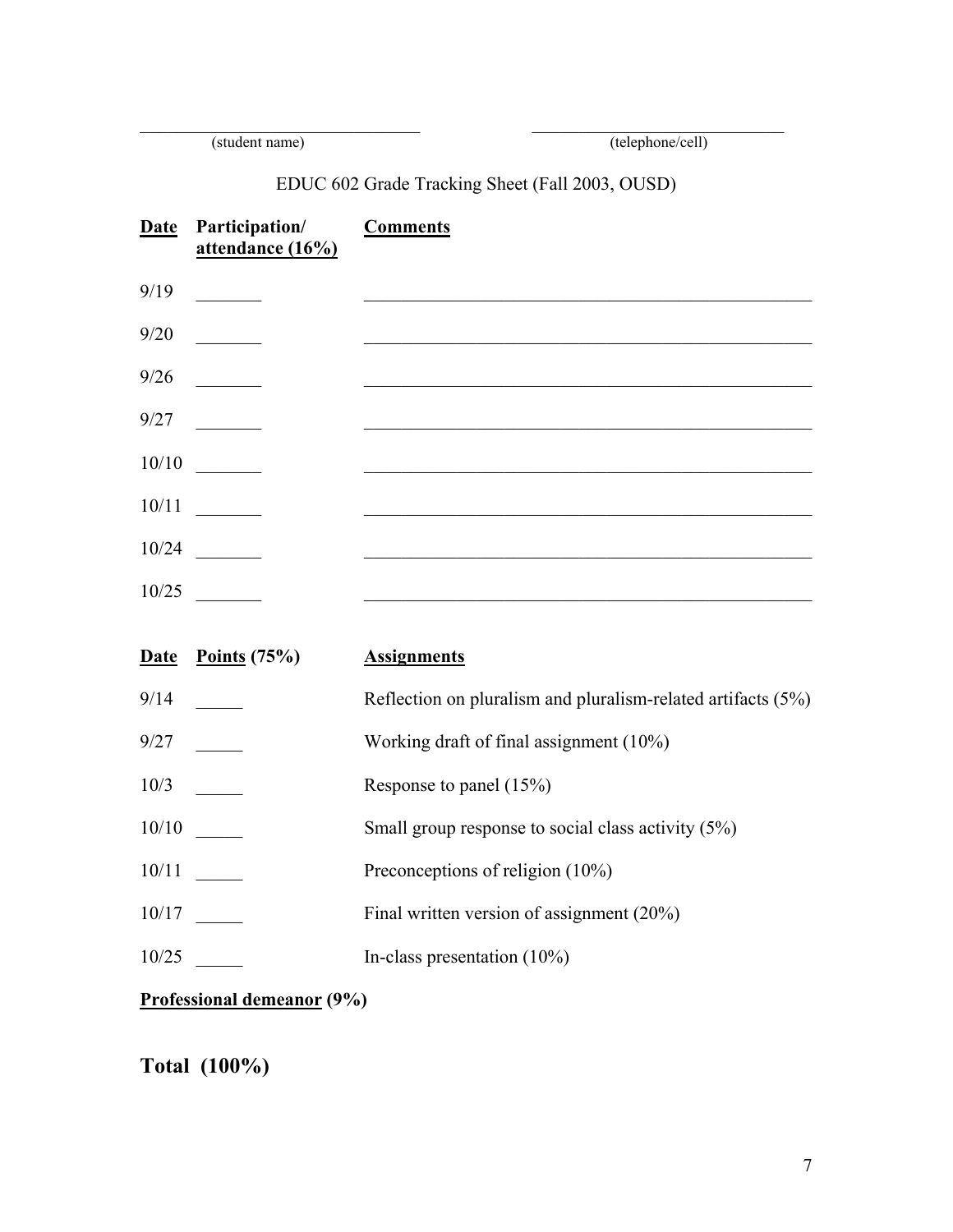\_\_\_\_\_\_\_\_\_\_\_\_\_\_\_\_\_\_\_\_\_\_\_\_\_\_\_\_\_\_\_\_ (student name)

\_\_\_\_\_\_\_\_\_\_\_\_\_\_\_\_\_\_\_\_\_\_\_\_\_\_\_\_\_\_\_\_ (telephone/cell)

EDUC 602 Grade Tracking Sheet (Fall 2003, OUSD)

| Date | Participation/ attendance (16%) | Comments |
|---|---|---|
| 9/19 | _______ | _______________________________________ |
| 9/20 | _______ | _______________________________________ |
| 9/26 | _______ | _______________________________________ |
| 9/27 | _______ | _______________________________________ |
| 10/10 | _______ | _______________________________________ |
| 10/11 | _______ | _______________________________________ |
| 10/24 | _______ | _______________________________________ |
| 10/25 | _______ | _______________________________________ |

| Date | Points (75%) | Assignments |
|---|---|---|
| 9/14 | _____ | Reflection on pluralism and pluralism-related artifacts (5%) |
| 9/27 | _____ | Working draft of final assignment (10%) |
| 10/3 | _____ | Response to panel (15%) |
| 10/10 | _____ | Small group response to social class activity (5%) |
| 10/11 | _____ | Preconceptions of religion (10%) |
| 10/17 | _____ | Final written version of assignment (20%) |
| 10/25 | _____ | In-class presentation (10%) |

**Professional demeanor (9%)**

## Total (100%)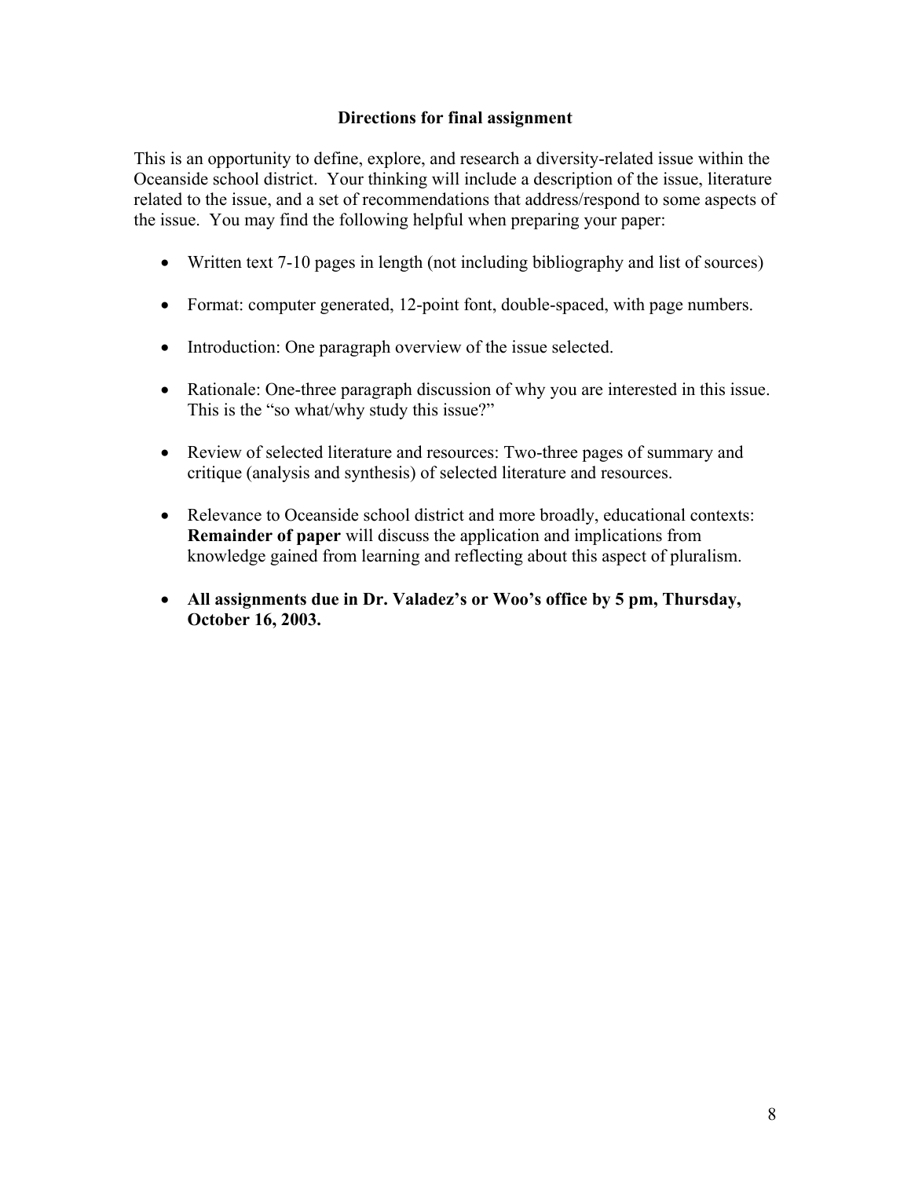**Directions for final assignment**

This is an opportunity to define, explore, and research a diversity-related issue within the Oceanside school district. Your thinking will include a description of the issue, literature related to the issue, and a set of recommendations that address/respond to some aspects of the issue. You may find the following helpful when preparing your paper:

- Written text 7-10 pages in length (not including bibliography and list of sources)
- Format: computer generated, 12-point font, double-spaced, with page numbers.
- Introduction: One paragraph overview of the issue selected.
- Rationale: One-three paragraph discussion of why you are interested in this issue. This is the "so what/why study this issue?"
- Review of selected literature and resources: Two-three pages of summary and critique (analysis and synthesis) of selected literature and resources.
- Relevance to Oceanside school district and more broadly, educational contexts: **Remainder of paper** will discuss the application and implications from knowledge gained from learning and reflecting about this aspect of pluralism.
- **All assignments due in Dr. Valadez's or Woo's office by 5 pm, Thursday, October 16, 2003.**